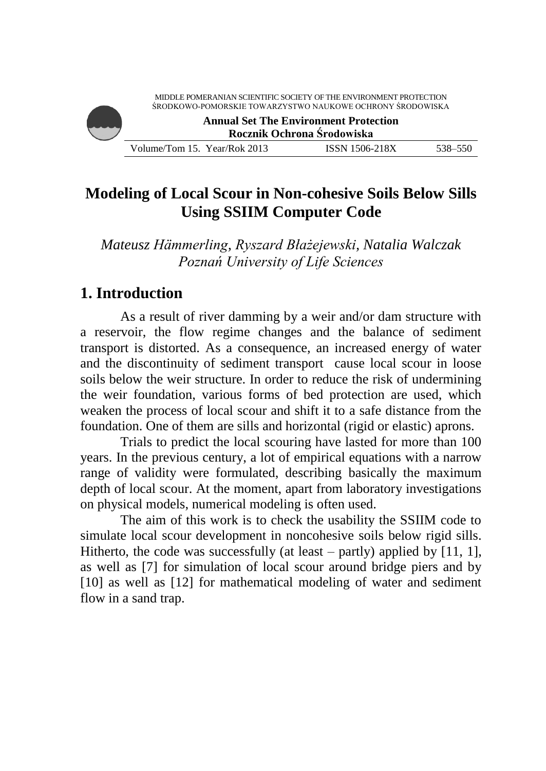# Modeling of Local Scour in Non-cohesive Soils Below Sills Using SSIIM Computer Code

*Mateusz Hämmerling, Ryszard Błażejewski, Natalia Walczak*
*Poznań University of Life Sciences*

## 1. Introduction

As a result of river damming by a weir and/or dam structure with a reservoir, the flow regime changes and the balance of sediment transport is distorted. As a consequence, an increased energy of water and the discontinuity of sediment transport cause local scour in loose soils below the weir structure. In order to reduce the risk of undermining the weir foundation, various forms of bed protection are used, which weaken the process of local scour and shift it to a safe distance from the foundation. One of them are sills and horizontal (rigid or elastic) aprons.

Trials to predict the local scouring have lasted for more than 100 years. In the previous century, a lot of empirical equations with a narrow range of validity were formulated, describing basically the maximum depth of local scour. At the moment, apart from laboratory investigations on physical models, numerical modeling is often used.

The aim of this work is to check the usability the SSIIM code to simulate local scour development in noncohesive soils below rigid sills. Hitherto, the code was successfully (at least – partly) applied by [11, 1], as well as [7] for simulation of local scour around bridge piers and by [10] as well as [12] for mathematical modeling of water and sediment flow in a sand trap.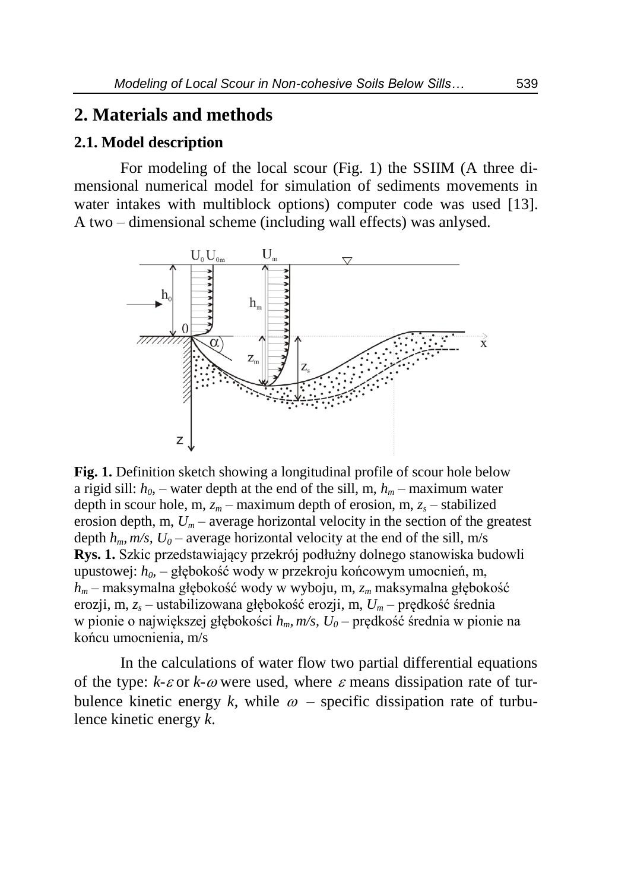## 2. Materials and methods

### 2.1. Model description

For modeling of the local scour (Fig. 1) the SSIIM (A three dimensional numerical model for simulation of sediments movements in water intakes with multiblock options) computer code was used [13]. A two – dimensional scheme (including wall effects) was anlysed.

**Fig. 1.** Definition sketch showing a longitudinal profile of scour hole below a rigid sill: $h_0$, – water depth at the end of the sill, m, $h_m$ – maximum water depth in scour hole, m, $z_m$ – maximum depth of erosion, m, $z_s$ – stabilized erosion depth, m, $U_m$ – average horizontal velocity in the section of the greatest depth $h_m$, m/s, $U_0$ – average horizontal velocity at the end of the sill, m/s

**Rys. 1.** Szkic przedstawiający przekrój podłużny dolnego stanowiska budowli upustowej: $h_0$, – głębokość wody w przekroju końcowym umocnień, m, $h_m$ – maksymalna głębokość wody w wyboju, m, $z_m$ maksymalna głębokość erozji, m, $z_s$ – ustabilizowana głębokość erozji, m, $U_m$ – prędkość średnia w pionie o największej głębokości $h_m$, m/s, $U_0$ – prędkość średnia w pionie na końcu umocnienia, m/s

In the calculations of water flow two partial differential equations of the type: $k$-$\varepsilon$ or $k$-$\omega$ were used, where $\varepsilon$ means dissipation rate of turbulence kinetic energy $k$, while $\omega$ – specific dissipation rate of turbulence kinetic energy $k$.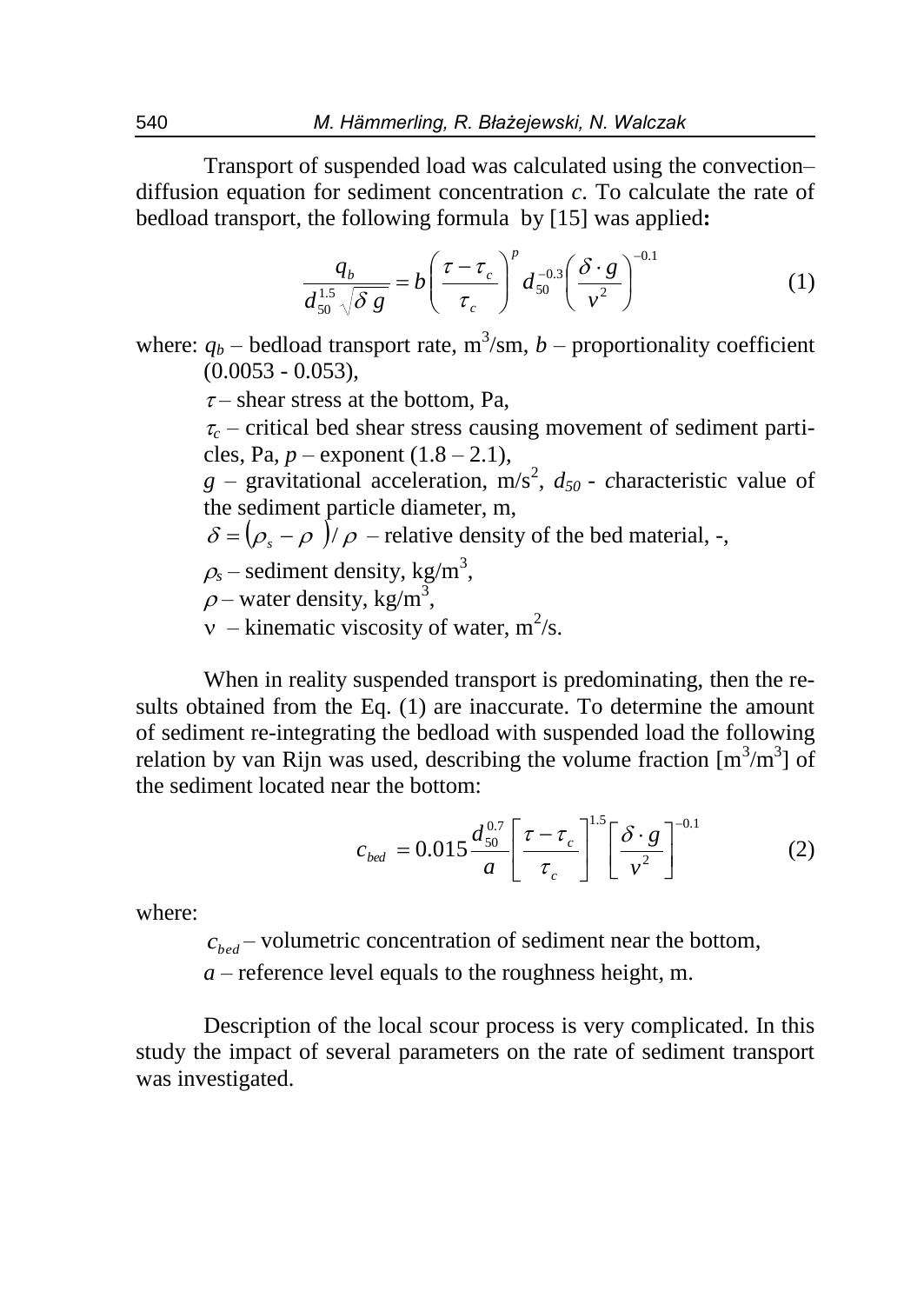Transport of suspended load was calculated using the convection–diffusion equation for sediment concentration $c$. To calculate the rate of bedload transport, the following formula by [15] was applied**:**

$$\frac{q_b}{d_{50}^{1.5}\sqrt{\delta\, g}} = b\left(\frac{\tau - \tau_c}{\tau_c}\right)^p d_{50}^{-0.3}\left(\frac{\delta \cdot g}{\nu^2}\right)^{-0.1} \tag{1}$$

where: $q_b$ – bedload transport rate, $m^3$/sm, $b$ – proportionality coefficient (0.0053 - 0.053),

$\tau$ – shear stress at the bottom, Pa,

$\tau_c$ – critical bed shear stress causing movement of sediment particles, Pa, $p$ – exponent (1.8 – 2.1),

$g$ – gravitational acceleration, $m/s^2$, $d_{50}$ - characteristic value of the sediment particle diameter, m,

$\delta = (\rho_s - \rho)/\rho$ – relative density of the bed material, -,

$\rho_s$ – sediment density, $kg/m^3$,

$\rho$ – water density, $kg/m^3$,

$\nu$ – kinematic viscosity of water, $m^2/s$.

When in reality suspended transport is predominating, then the results obtained from the Eq. (1) are inaccurate. To determine the amount of sediment re-integrating the bedload with suspended load the following relation by van Rijn was used, describing the volume fraction [$m^3/m^3$] of the sediment located near the bottom:

$$c_{bed} = 0.015\frac{d_{50}^{0.7}}{a}\left[\frac{\tau - \tau_c}{\tau_c}\right]^{1.5}\left[\frac{\delta \cdot g}{\nu^2}\right]^{-0.1} \tag{2}$$

where:

$c_{bed}$ – volumetric concentration of sediment near the bottom,

$a$ – reference level equals to the roughness height, m.

Description of the local scour process is very complicated. In this study the impact of several parameters on the rate of sediment transport was investigated.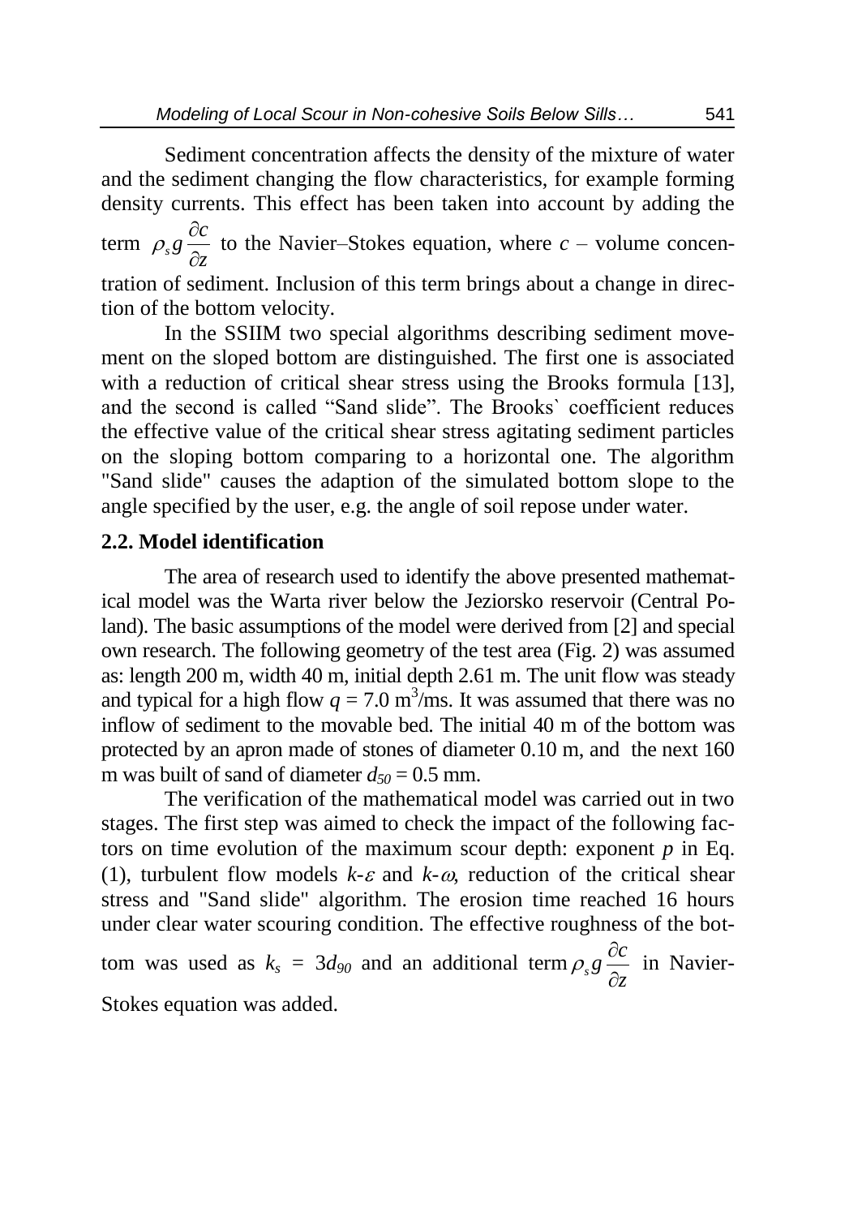Sediment concentration affects the density of the mixture of water and the sediment changing the flow characteristics, for example forming density currents. This effect has been taken into account by adding the term $\rho_s g \frac{\partial c}{\partial z}$ to the Navier–Stokes equation, where $c$ – volume concentration of sediment. Inclusion of this term brings about a change in direction of the bottom velocity.

In the SSIIM two special algorithms describing sediment movement on the sloped bottom are distinguished. The first one is associated with a reduction of critical shear stress using the Brooks formula [13], and the second is called "Sand slide". The Brooks` coefficient reduces the effective value of the critical shear stress agitating sediment particles on the sloping bottom comparing to a horizontal one. The algorithm "Sand slide" causes the adaption of the simulated bottom slope to the angle specified by the user, e.g. the angle of soil repose under water.

## 2.2. Model identification

The area of research used to identify the above presented mathematical model was the Warta river below the Jeziorsko reservoir (Central Poland). The basic assumptions of the model were derived from [2] and special own research. The following geometry of the test area (Fig. 2) was assumed as: length 200 m, width 40 m, initial depth 2.61 m. The unit flow was steady and typical for a high flow $q = 7.0$ m$^3$/ms. It was assumed that there was no inflow of sediment to the movable bed. The initial 40 m of the bottom was protected by an apron made of stones of diameter 0.10 m, and the next 160 m was built of sand of diameter $d_{50} = 0.5$ mm.

The verification of the mathematical model was carried out in two stages. The first step was aimed to check the impact of the following factors on time evolution of the maximum scour depth: exponent $p$ in Eq. (1), turbulent flow models $k$-$\varepsilon$ and $k$-$\omega$, reduction of the critical shear stress and "Sand slide" algorithm. The erosion time reached 16 hours under clear water scouring condition. The effective roughness of the bottom was used as $k_s = 3d_{90}$ and an additional term $\rho_s g \frac{\partial c}{\partial z}$ in Navier-Stokes equation was added.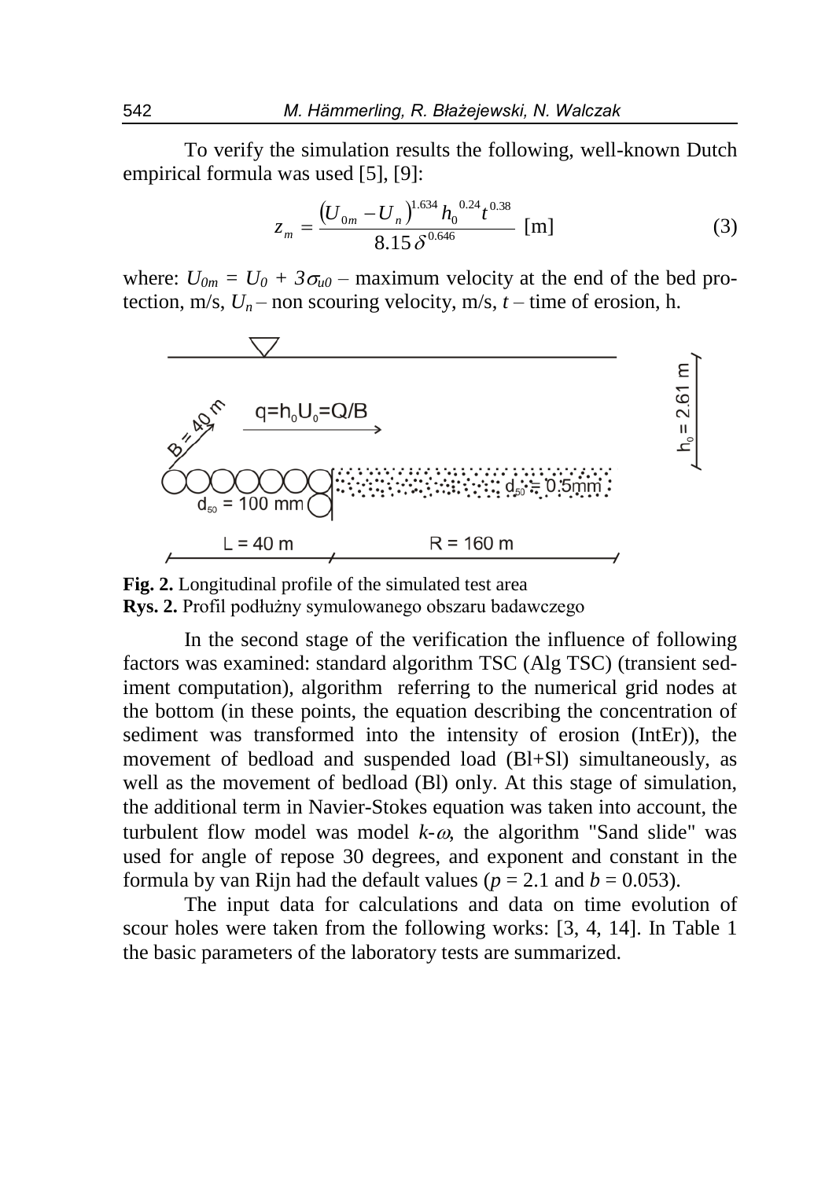To verify the simulation results the following, well-known Dutch empirical formula was used [5], [9]:

$$z_m = \frac{\left(U_{0m} - U_n\right)^{1.634} h_0^{\ 0.24} t^{0.38}}{8.15\,\delta^{0.646}} \ \text{[m]} \tag{3}$$

where: $U_{0m} = U_0 + 3\sigma_{u0}$ – maximum velocity at the end of the bed protection, m/s, $U_n$ – non scouring velocity, m/s, $t$ – time of erosion, h.

**Fig. 2.** Longitudinal profile of the simulated test area
**Rys. 2.** Profil podłużny symulowanego obszaru badawczego

In the second stage of the verification the influence of following factors was examined: standard algorithm TSC (Alg TSC) (transient sediment computation), algorithm referring to the numerical grid nodes at the bottom (in these points, the equation describing the concentration of sediment was transformed into the intensity of erosion (IntEr)), the movement of bedload and suspended load (Bl+Sl) simultaneously, as well as the movement of bedload (Bl) only. At this stage of simulation, the additional term in Navier-Stokes equation was taken into account, the turbulent flow model was model $k$-$\omega$, the algorithm "Sand slide" was used for angle of repose 30 degrees, and exponent and constant in the formula by van Rijn had the default values ($p = 2.1$ and $b = 0.053$).

The input data for calculations and data on time evolution of scour holes were taken from the following works: [3, 4, 14]. In Table 1 the basic parameters of the laboratory tests are summarized.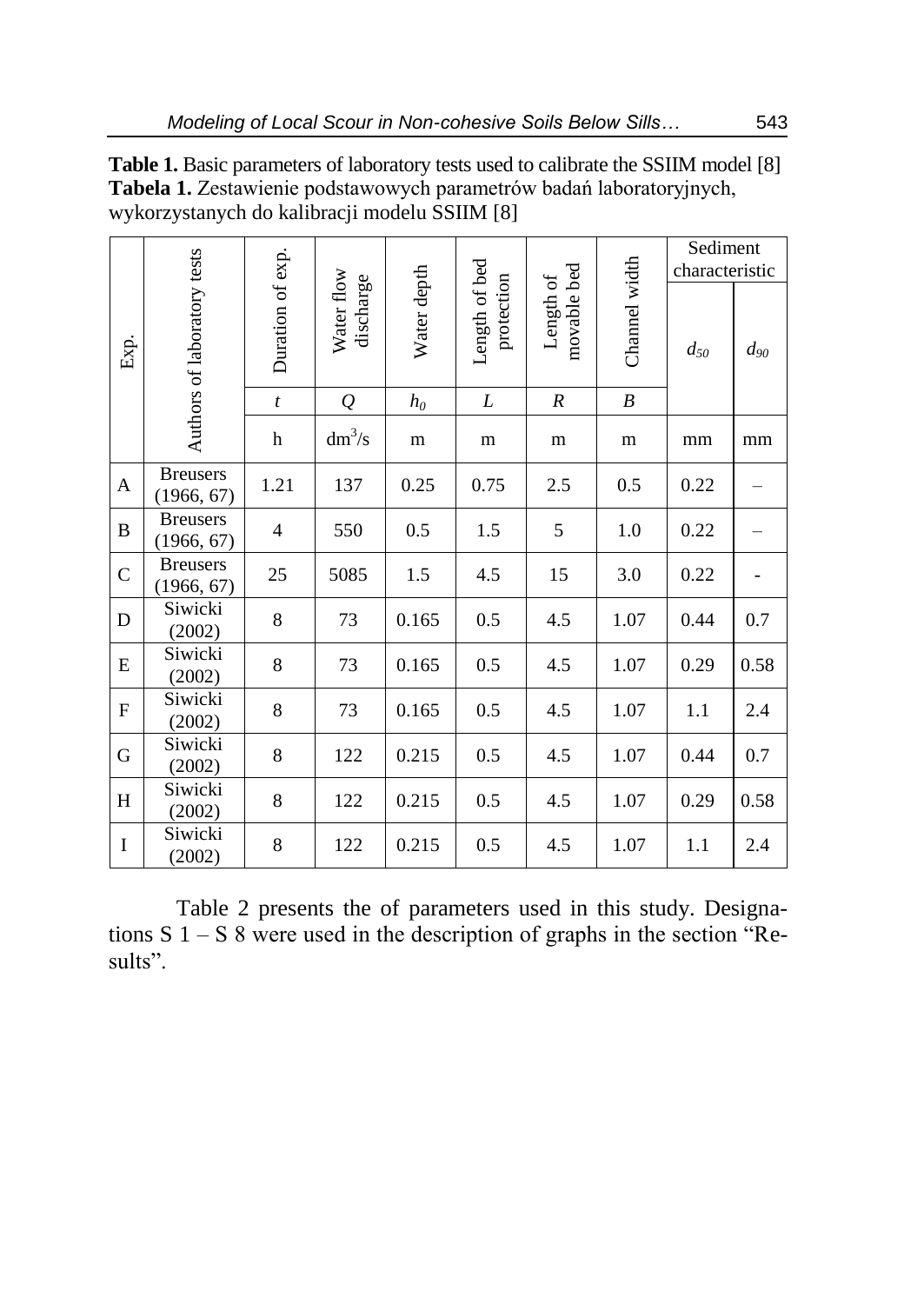**Table 1.** Basic parameters of laboratory tests used to calibrate the SSIIM model [8]
**Tabela 1.** Zestawienie podstawowych parametrów badań laboratoryjnych, wykorzystanych do kalibracji modelu SSIIM [8]

| Exp. | Authors of laboratory tests | Duration of exp. | Water flow discharge | Water depth | Length of bed protection | Length of movable bed | Channel width | Sediment characteristic | |
|---|---|---|---|---|---|---|---|---|---|
| | | $t$ | $Q$ | $h_0$ | $L$ | $R$ | $B$ | $d_{50}$ | $d_{90}$ |
| | | h | $dm^3/s$ | m | m | m | m | mm | mm |
| A | Breusers (1966, 67) | 1.21 | 137 | 0.25 | 0.75 | 2.5 | 0.5 | 0.22 | – |
| B | Breusers (1966, 67) | 4 | 550 | 0.5 | 1.5 | 5 | 1.0 | 0.22 | – |
| C | Breusers (1966, 67) | 25 | 5085 | 1.5 | 4.5 | 15 | 3.0 | 0.22 | - |
| D | Siwicki (2002) | 8 | 73 | 0.165 | 0.5 | 4.5 | 1.07 | 0.44 | 0.7 |
| E | Siwicki (2002) | 8 | 73 | 0.165 | 0.5 | 4.5 | 1.07 | 0.29 | 0.58 |
| F | Siwicki (2002) | 8 | 73 | 0.165 | 0.5 | 4.5 | 1.07 | 1.1 | 2.4 |
| G | Siwicki (2002) | 8 | 122 | 0.215 | 0.5 | 4.5 | 1.07 | 0.44 | 0.7 |
| H | Siwicki (2002) | 8 | 122 | 0.215 | 0.5 | 4.5 | 1.07 | 0.29 | 0.58 |
| I | Siwicki (2002) | 8 | 122 | 0.215 | 0.5 | 4.5 | 1.07 | 1.1 | 2.4 |

Table 2 presents the of parameters used in this study. Designations S 1 – S 8 were used in the description of graphs in the section "Results".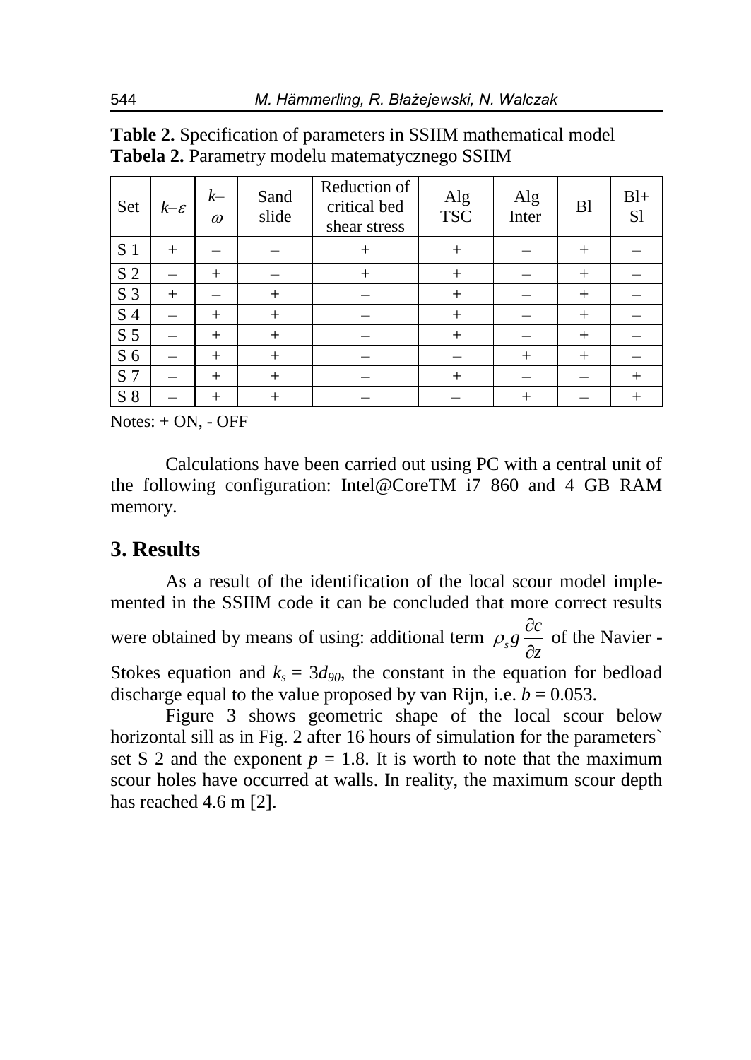**Table 2.** Specification of parameters in SSIIM mathematical model
**Tabela 2.** Parametry modelu matematycznego SSIIM

| Set | $k–\varepsilon$ | $k–\omega$ | Sand slide | Reduction of critical bed shear stress | Alg TSC | Alg Inter | Bl | Bl+ Sl |
|---|---|---|---|---|---|---|---|---|
| S 1 | + | – | – | + | + | – | + | – |
| S 2 | – | + | – | + | + | – | + | – |
| S 3 | + | – | + | – | + | – | + | – |
| S 4 | – | + | + | – | + | – | + | – |
| S 5 | – | + | + | – | + | – | + | – |
| S 6 | – | + | + | – | – | + | + | – |
| S 7 | – | + | + | – | + | – | – | + |
| S 8 | – | + | + | – | – | + | – | + |

Notes: + ON, - OFF

Calculations have been carried out using PC with a central unit of the following configuration: Intel@CoreTM i7 860 and 4 GB RAM memory.

## 3. Results

As a result of the identification of the local scour model implemented in the SSIIM code it can be concluded that more correct results were obtained by means of using: additional term $\rho_s g \dfrac{\partial c}{\partial z}$ of the Navier - Stokes equation and $k_s = 3d_{90}$, the constant in the equation for bedload discharge equal to the value proposed by van Rijn, i.e. $b = 0.053$.

Figure 3 shows geometric shape of the local scour below horizontal sill as in Fig. 2 after 16 hours of simulation for the parameters` set S 2 and the exponent $p = 1.8$. It is worth to note that the maximum scour holes have occurred at walls. In reality, the maximum scour depth has reached 4.6 m [2].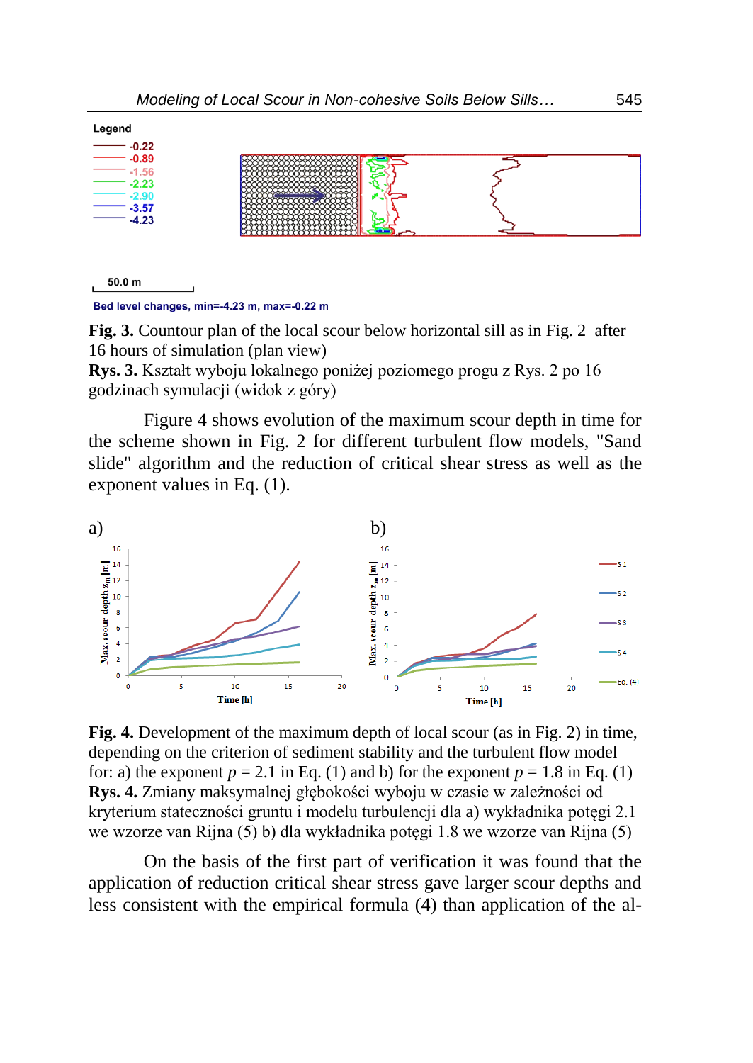**Fig. 3.** Countour plan of the local scour below horizontal sill as in Fig. 2 after 16 hours of simulation (plan view)
**Rys. 3.** Kształt wyboju lokalnego poniżej poziomego progu z Rys. 2 po 16 godzinach symulacji (widok z góry)

Figure 4 shows evolution of the maximum scour depth in time for the scheme shown in Fig. 2 for different turbulent flow models, "Sand slide" algorithm and the reduction of critical shear stress as well as the exponent values in Eq. (1).

**Fig. 4.** Development of the maximum depth of local scour (as in Fig. 2) in time, depending on the criterion of sediment stability and the turbulent flow model for: a) the exponent $p = 2.1$ in Eq. (1) and b) for the exponent $p = 1.8$ in Eq. (1)
**Rys. 4.** Zmiany maksymalnej głębokości wyboju w czasie w zależności od kryterium stateczności gruntu i modelu turbulencji dla a) wykładnika potęgi 2.1 we wzorze van Rijna (5) b) dla wykładnika potęgi 1.8 we wzorze van Rijna (5)

On the basis of the first part of verification it was found that the application of reduction critical shear stress gave larger scour depths and less consistent with the empirical formula (4) than application of the al-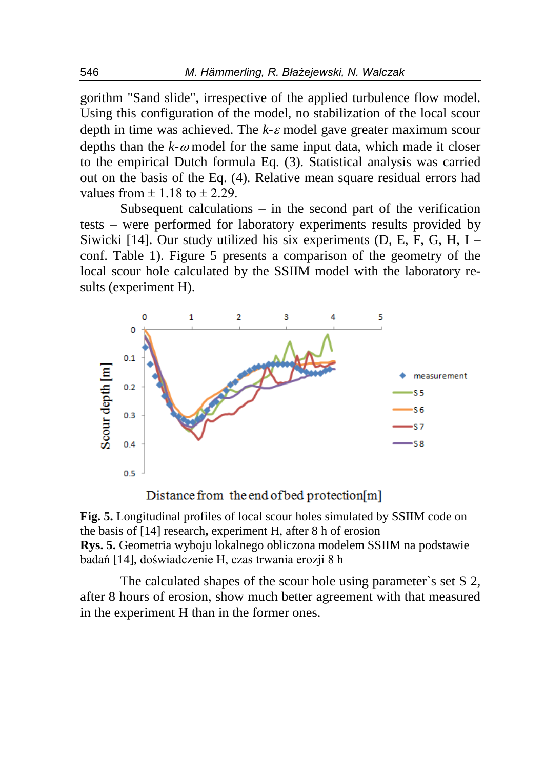gorithm "Sand slide", irrespective of the applied turbulence flow model. Using this configuration of the model, no stabilization of the local scour depth in time was achieved. The $k$-$\varepsilon$ model gave greater maximum scour depths than the $k$-$\omega$ model for the same input data, which made it closer to the empirical Dutch formula Eq. (3). Statistical analysis was carried out on the basis of the Eq. (4). Relative mean square residual errors had values from ± 1.18 to ± 2.29.

Subsequent calculations – in the second part of the verification tests – were performed for laboratory experiments results provided by Siwicki [14]. Our study utilized his six experiments (D, E, F, G, H, I – conf. Table 1). Figure 5 presents a comparison of the geometry of the local scour hole calculated by the SSIIM model with the laboratory results (experiment H).

**Fig. 5.** Longitudinal profiles of local scour holes simulated by SSIIM code on the basis of [14] research**,** experiment H, after 8 h of erosion

**Rys. 5.** Geometria wyboju lokalnego obliczona modelem SSIIM na podstawie badań [14], doświadczenie H, czas trwania erozji 8 h

The calculated shapes of the scour hole using parameter`s set S 2, after 8 hours of erosion, show much better agreement with that measured in the experiment H than in the former ones.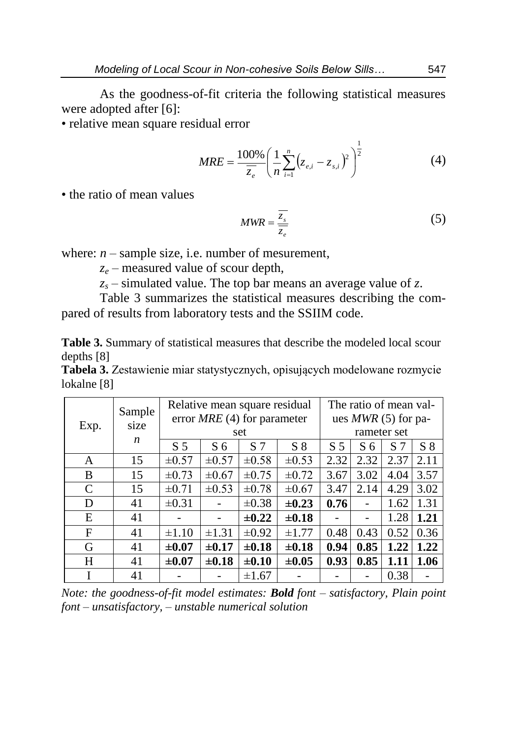As the goodness-of-fit criteria the following statistical measures were adopted after [6]:

• relative mean square residual error

$$MRE = \frac{100\%}{\overline{z_e}} \left( \frac{1}{n} \sum_{i=1}^{n} \left( z_{e,i} - z_{s,i} \right)^2 \right)^{\frac{1}{2}} \tag{4}$$

• the ratio of mean values

$$MWR = \frac{\overline{z_s}}{\overline{z_e}} \tag{5}$$

where: $n$ – sample size, i.e. number of mesurement,

$z_e$ – measured value of scour depth,

$z_s$ – simulated value. The top bar means an average value of $z$.

Table 3 summarizes the statistical measures describing the compared of results from laboratory tests and the SSIIM code.

**Table 3.** Summary of statistical measures that describe the modeled local scour depths [8]

**Tabela 3.** Zestawienie miar statystycznych, opisujących modelowane rozmycie lokalne [8]

| Exp. | Sample size $n$ | Relative mean square residual error $MRE$ (4) for parameter set | | | | The ratio of mean values $MWR$ (5) for parameter set | | | |
|---|---|---|---|---|---|---|---|---|---|
| | | S 5 | S 6 | S 7 | S 8 | S 5 | S 6 | S 7 | S 8 |
| A | 15 | ±0.57 | ±0.57 | ±0.58 | ±0.53 | 2.32 | 2.32 | 2.37 | 2.11 |
| B | 15 | ±0.73 | ±0.67 | ±0.75 | ±0.72 | 3.67 | 3.02 | 4.04 | 3.57 |
| C | 15 | ±0.71 | ±0.53 | ±0.78 | ±0.67 | 3.47 | 2.14 | 4.29 | 3.02 |
| D | 41 | ±0.31 | - | ±0.38 | **±0.23** | **0.76** | - | 1.62 | 1.31 |
| E | 41 | - | - | **±0.22** | **±0.18** | - | - | 1.28 | **1.21** |
| F | 41 | ±1.10 | ±1.31 | ±0.92 | ±1.77 | 0.48 | 0.43 | 0.52 | 0.36 |
| G | 41 | **±0.07** | **±0.17** | **±0.18** | **±0.18** | **0.94** | **0.85** | **1.22** | **1.22** |
| H | 41 | **±0.07** | **±0.18** | **±0.10** | **±0.05** | **0.93** | **0.85** | **1.11** | **1.06** |
| I | 41 | - | - | ±1.67 | - | - | - | 0.38 | - |

*Note: the goodness-of-fit model estimates:* ***Bold*** *font – satisfactory, Plain point font – unsatisfactory, – unstable numerical solution*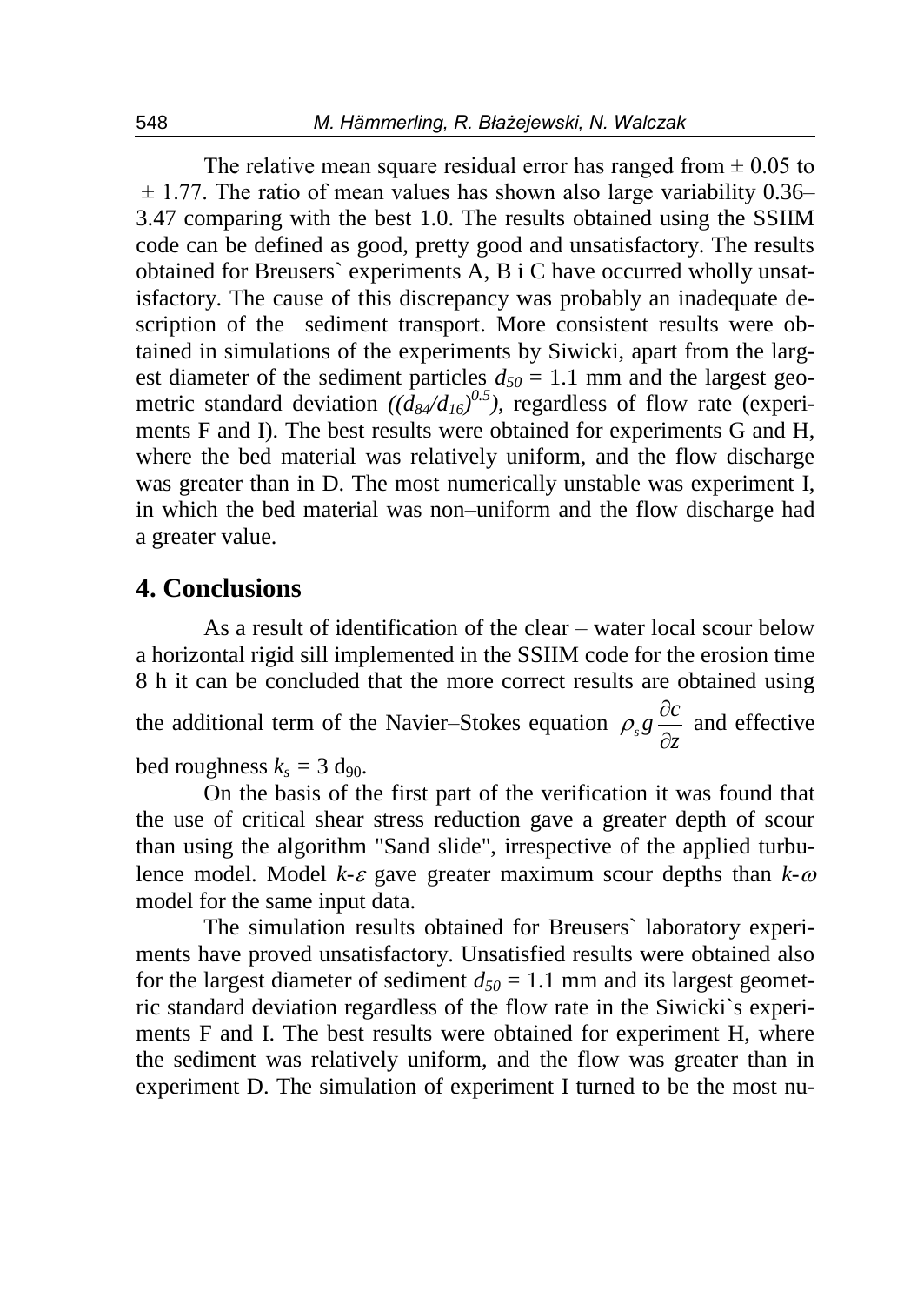The relative mean square residual error has ranged from $\pm$ 0.05 to $\pm$ 1.77. The ratio of mean values has shown also large variability 0.36–3.47 comparing with the best 1.0. The results obtained using the SSIIM code can be defined as good, pretty good and unsatisfactory. The results obtained for Breusers` experiments A, B i C have occurred wholly unsatisfactory. The cause of this discrepancy was probably an inadequate description of the sediment transport. More consistent results were obtained in simulations of the experiments by Siwicki, apart from the largest diameter of the sediment particles $d_{50}$ = 1.1 mm and the largest geometric standard deviation $((d_{84}/d_{16})^{0.5})$, regardless of flow rate (experiments F and I). The best results were obtained for experiments G and H, where the bed material was relatively uniform, and the flow discharge was greater than in D. The most numerically unstable was experiment I, in which the bed material was non–uniform and the flow discharge had a greater value.

# 4. Conclusions

As a result of identification of the clear – water local scour below a horizontal rigid sill implemented in the SSIIM code for the erosion time 8 h it can be concluded that the more correct results are obtained using the additional term of the Navier–Stokes equation $\rho_s g \frac{\partial c}{\partial z}$ and effective bed roughness $k_s = 3\ d_{90}$.

On the basis of the first part of the verification it was found that the use of critical shear stress reduction gave a greater depth of scour than using the algorithm "Sand slide", irrespective of the applied turbulence model. Model $k$-$\varepsilon$ gave greater maximum scour depths than $k$-$\omega$ model for the same input data.

The simulation results obtained for Breusers` laboratory experiments have proved unsatisfactory. Unsatisfied results were obtained also for the largest diameter of sediment $d_{50}$ = 1.1 mm and its largest geometric standard deviation regardless of the flow rate in the Siwicki`s experiments F and I. The best results were obtained for experiment H, where the sediment was relatively uniform, and the flow was greater than in experiment D. The simulation of experiment I turned to be the most nu-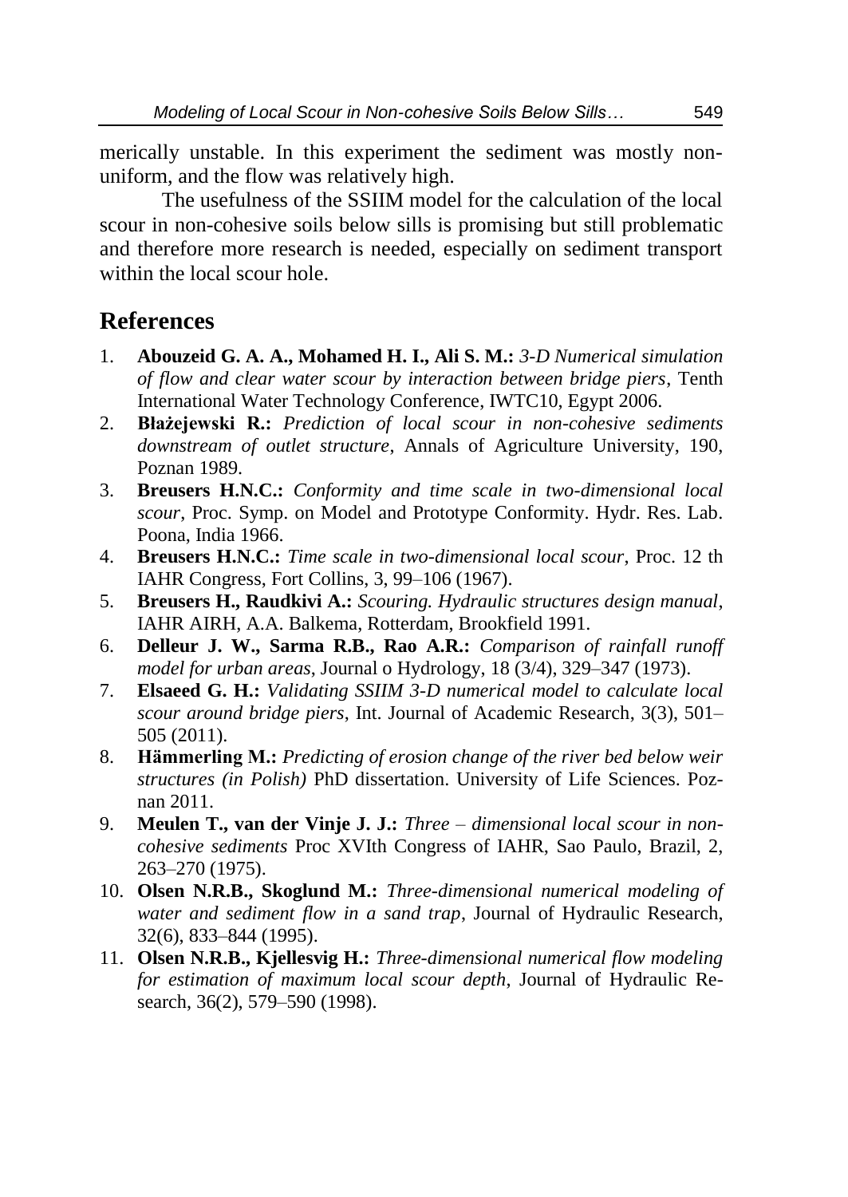merically unstable. In this experiment the sediment was mostly non-uniform, and the flow was relatively high.

The usefulness of the SSIIM model for the calculation of the local scour in non-cohesive soils below sills is promising but still problematic and therefore more research is needed, especially on sediment transport within the local scour hole.

## References

1. **Abouzeid G. A. A., Mohamed H. I., Ali S. M.:** *3-D Numerical simulation of flow and clear water scour by interaction between bridge piers*, Tenth International Water Technology Conference, IWTC10, Egypt 2006.
2. **Błażejewski R.:** *Prediction of local scour in non-cohesive sediments downstream of outlet structure*, Annals of Agriculture University, 190, Poznan 1989.
3. **Breusers H.N.C.:** *Conformity and time scale in two-dimensional local scour*, Proc. Symp. on Model and Prototype Conformity. Hydr. Res. Lab. Poona, India 1966.
4. **Breusers H.N.C.:** *Time scale in two-dimensional local scour*, Proc. 12 th IAHR Congress, Fort Collins, 3, 99–106 (1967).
5. **Breusers H., Raudkivi A.:** *Scouring. Hydraulic structures design manual*, IAHR AIRH, A.A. Balkema, Rotterdam, Brookfield 1991.
6. **Delleur J. W., Sarma R.B., Rao A.R.:** *Comparison of rainfall runoff model for urban areas*, Journal o Hydrology, 18 (3/4), 329–347 (1973).
7. **Elsaeed G. H.:** *Validating SSIIM 3-D numerical model to calculate local scour around bridge piers*, Int. Journal of Academic Research, 3(3), 501–505 (2011).
8. **Hämmerling M.:** *Predicting of erosion change of the river bed below weir structures (in Polish)* PhD dissertation. University of Life Sciences. Poznan 2011.
9. **Meulen T., van der Vinje J. J.:** *Three – dimensional local scour in non-cohesive sediments* Proc XVIth Congress of IAHR, Sao Paulo, Brazil, 2, 263–270 (1975).
10. **Olsen N.R.B., Skoglund M.:** *Three-dimensional numerical modeling of water and sediment flow in a sand trap*, Journal of Hydraulic Research, 32(6), 833–844 (1995).
11. **Olsen N.R.B., Kjellesvig H.:** *Three-dimensional numerical flow modeling for estimation of maximum local scour depth*, Journal of Hydraulic Research, 36(2), 579–590 (1998).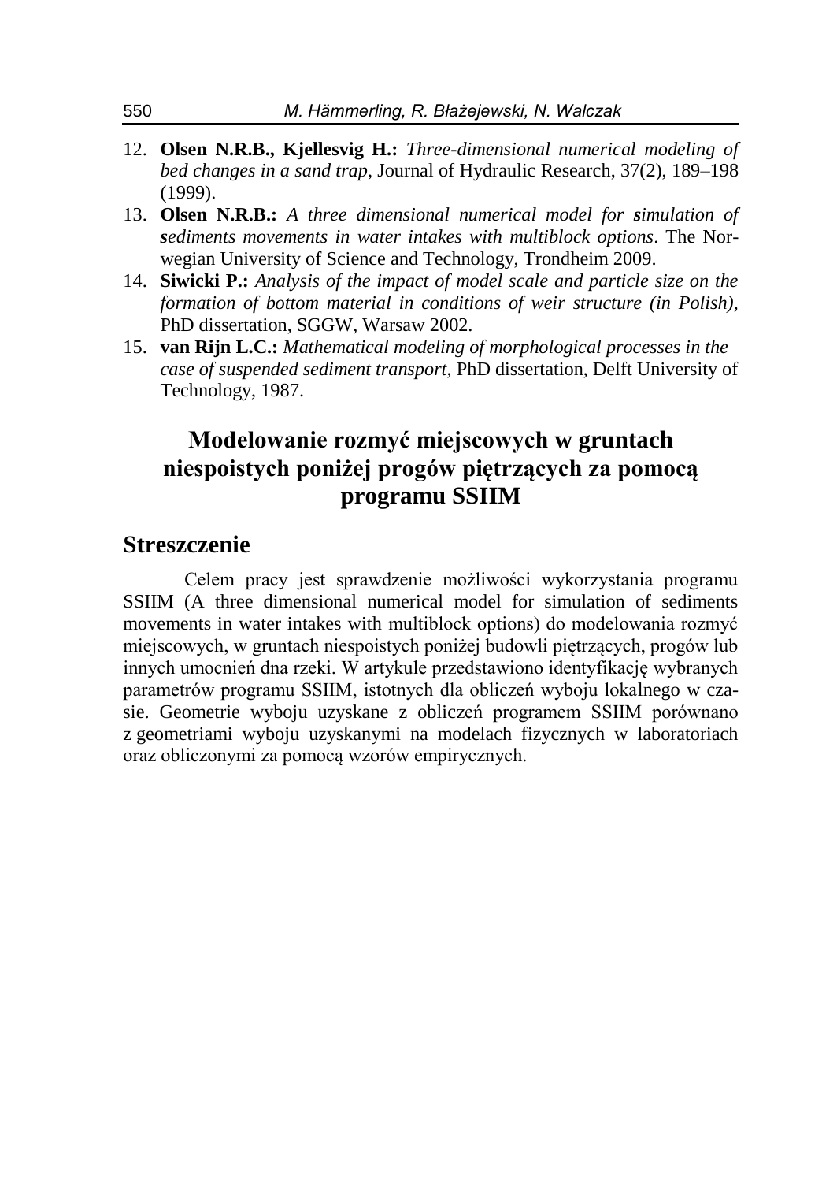12. **Olsen N.R.B., Kjellesvig H.:** *Three-dimensional numerical modeling of bed changes in a sand trap*, Journal of Hydraulic Research, 37(2), 189–198 (1999).
13. **Olsen N.R.B.:** *A three dimensional numerical model for **s**imulation of **s**ediments movements in water intakes with multiblock options*. The Norwegian University of Science and Technology, Trondheim 2009.
14. **Siwicki P.:** *Analysis of the impact of model scale and particle size on the formation of bottom material in conditions of weir structure (in Polish)*, PhD dissertation, SGGW, Warsaw 2002.
15. **van Rijn L.C.:** *Mathematical modeling of morphological processes in the case of suspended sediment transport*, PhD dissertation, Delft University of Technology, 1987.

# Modelowanie rozmyć miejscowych w gruntach niespoistych poniżej progów piętrzących za pomocą programu SSIIM

## Streszczenie

Celem pracy jest sprawdzenie możliwości wykorzystania programu SSIIM (A three dimensional numerical model for simulation of sediments movements in water intakes with multiblock options) do modelowania rozmyć miejscowych, w gruntach niespoistych poniżej budowli piętrzących, progów lub innych umocnień dna rzeki. W artykule przedstawiono identyfikację wybranych parametrów programu SSIIM, istotnych dla obliczeń wyboju lokalnego w czasie. Geometrie wyboju uzyskane z obliczeń programem SSIIM porównano z geometriami wyboju uzyskanymi na modelach fizycznych w laboratoriach oraz obliczonymi za pomocą wzorów empirycznych.